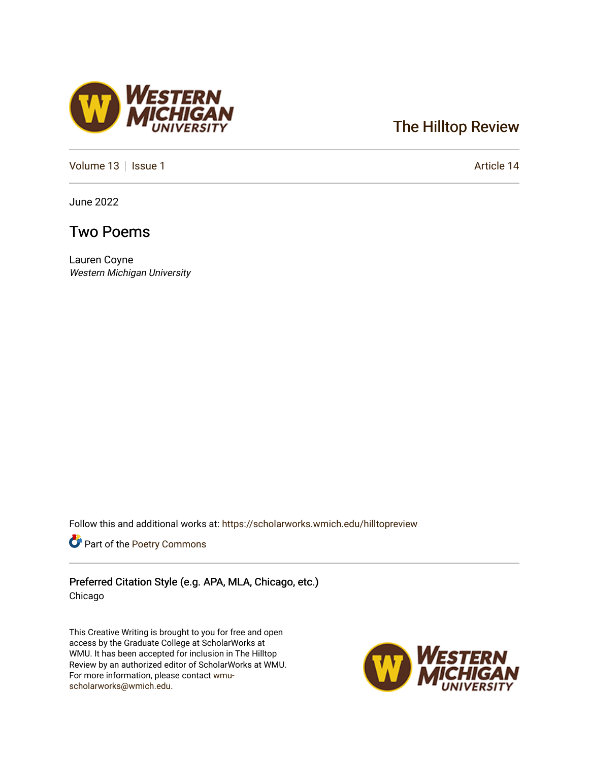The Hilltop Review

Volume 13 | Issue 1 | Article 14

June 2022

# Two Poems

Lauren Coyne
*Western Michigan University*

Follow this and additional works at: https://scholarworks.wmich.edu/hilltopreview

Part of the Poetry Commons

## Preferred Citation Style (e.g. APA, MLA, Chicago, etc.)

Chicago

This Creative Writing is brought to you for free and open access by the Graduate College at ScholarWorks at WMU. It has been accepted for inclusion in The Hilltop Review by an authorized editor of ScholarWorks at WMU. For more information, please contact wmu-scholarworks@wmich.edu.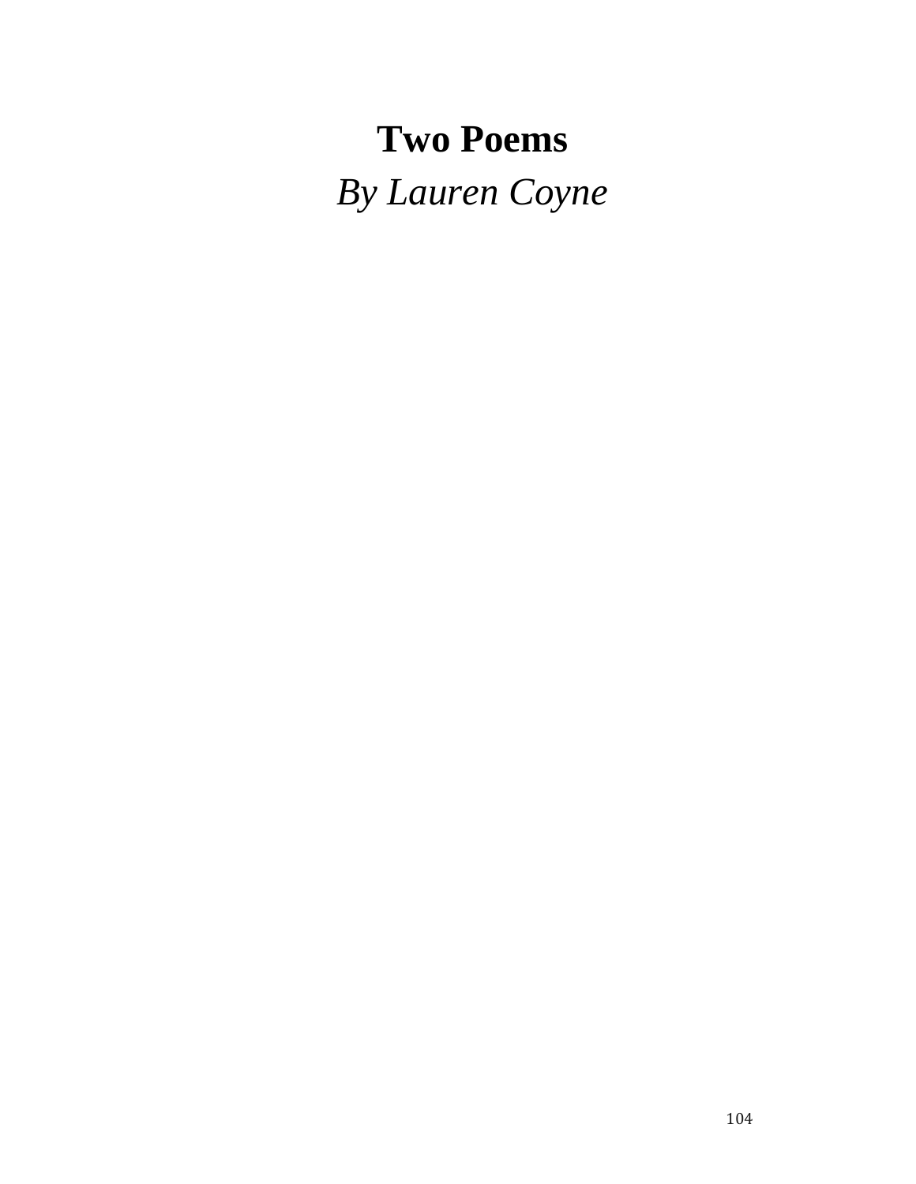# Two Poems

*By Lauren Coyne*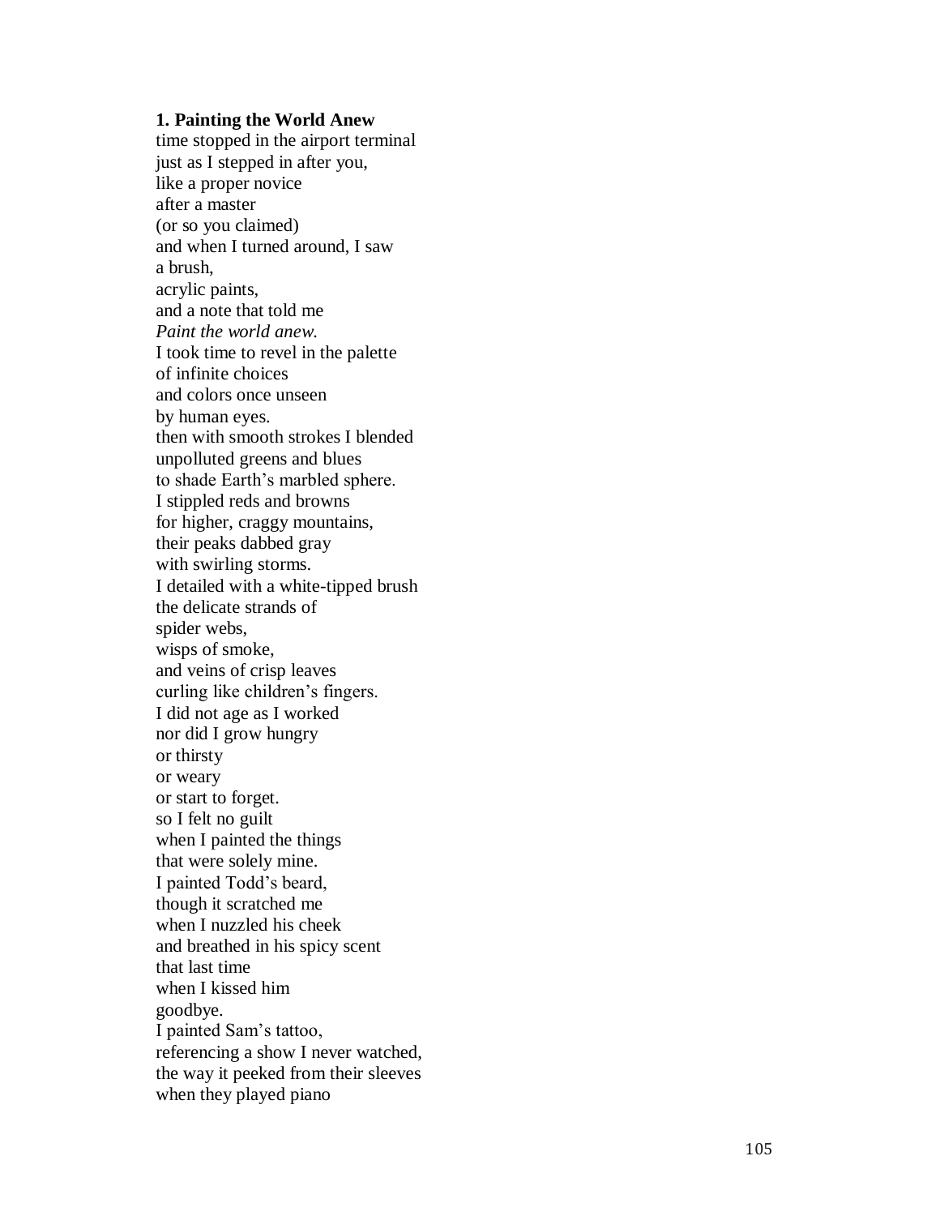**1. Painting the World Anew**

time stopped in the airport terminal
just as I stepped in after you,
like a proper novice
after a master
(or so you claimed)
and when I turned around, I saw
a brush,
acrylic paints,
and a note that told me
*Paint the world anew.*
I took time to revel in the palette
of infinite choices
and colors once unseen
by human eyes.
then with smooth strokes I blended
unpolluted greens and blues
to shade Earth's marbled sphere.
I stippled reds and browns
for higher, craggy mountains,
their peaks dabbed gray
with swirling storms.
I detailed with a white-tipped brush
the delicate strands of
spider webs,
wisps of smoke,
and veins of crisp leaves
curling like children's fingers.
I did not age as I worked
nor did I grow hungry
or thirsty
or weary
or start to forget.
so I felt no guilt
when I painted the things
that were solely mine.
I painted Todd's beard,
though it scratched me
when I nuzzled his cheek
and breathed in his spicy scent
that last time
when I kissed him
goodbye.
I painted Sam's tattoo,
referencing a show I never watched,
the way it peeked from their sleeves
when they played piano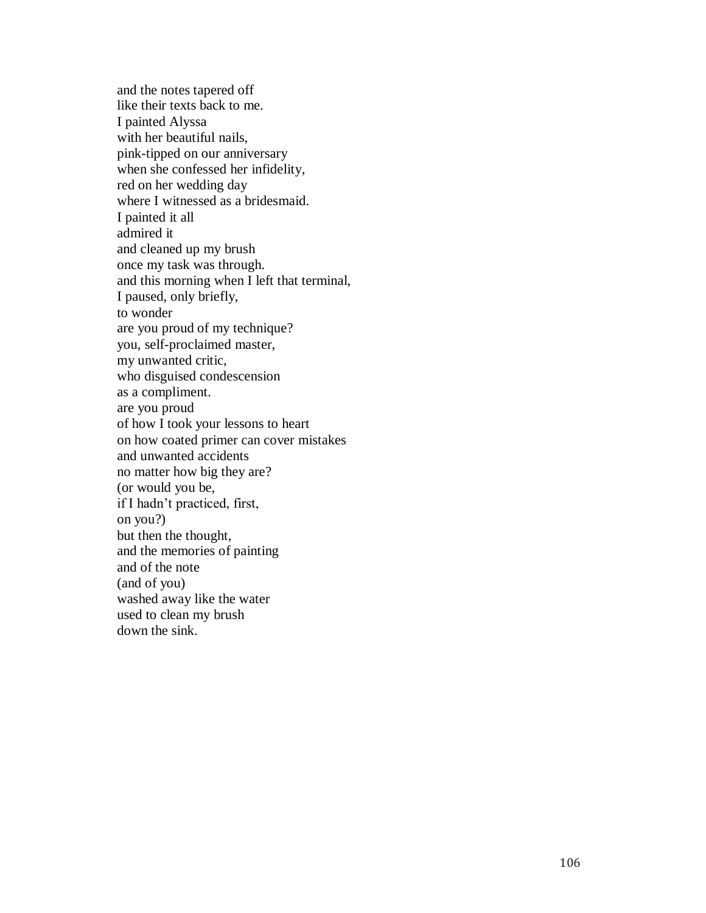and the notes tapered off  
like their texts back to me.  
I painted Alyssa  
with her beautiful nails,  
pink-tipped on our anniversary  
when she confessed her infidelity,  
red on her wedding day  
where I witnessed as a bridesmaid.  
I painted it all  
admired it  
and cleaned up my brush  
once my task was through.  
and this morning when I left that terminal,  
I paused, only briefly,  
to wonder  
are you proud of my technique?  
you, self-proclaimed master,  
my unwanted critic,  
who disguised condescension  
as a compliment.  
are you proud  
of how I took your lessons to heart  
on how coated primer can cover mistakes  
and unwanted accidents  
no matter how big they are?  
(or would you be,  
if I hadn't practiced, first,  
on you?)  
but then the thought,  
and the memories of painting  
and of the note  
(and of you)  
washed away like the water  
used to clean my brush  
down the sink.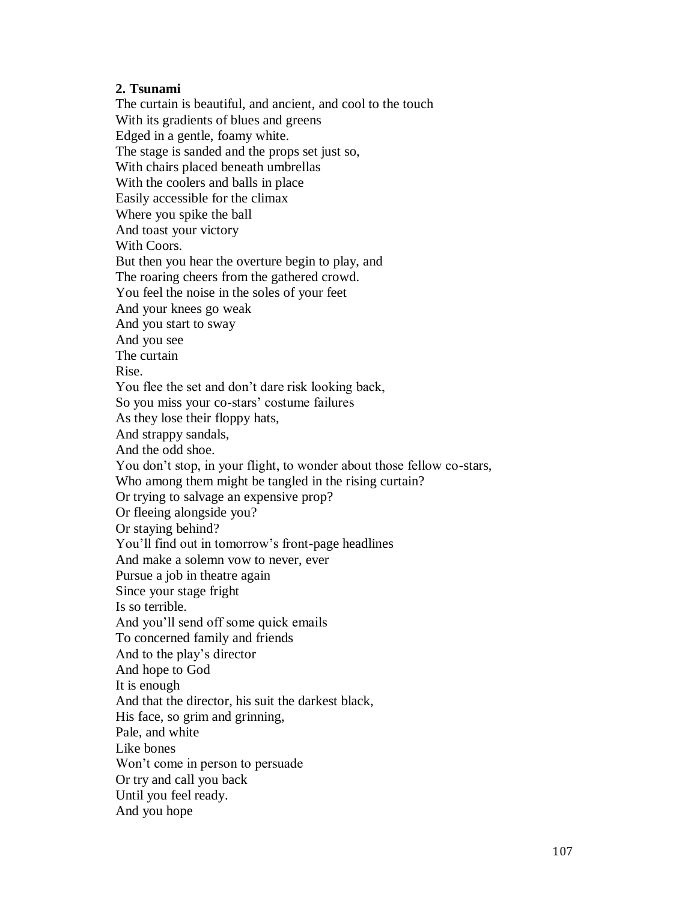**2. Tsunami**

The curtain is beautiful, and ancient, and cool to the touch  
With its gradients of blues and greens  
Edged in a gentle, foamy white.  
The stage is sanded and the props set just so,  
With chairs placed beneath umbrellas  
With the coolers and balls in place  
Easily accessible for the climax  
Where you spike the ball  
And toast your victory  
With Coors.  
But then you hear the overture begin to play, and  
The roaring cheers from the gathered crowd.  
You feel the noise in the soles of your feet  
And your knees go weak  
And you start to sway  
And you see  
The curtain  
Rise.  
You flee the set and don't dare risk looking back,  
So you miss your co-stars' costume failures  
As they lose their floppy hats,  
And strappy sandals,  
And the odd shoe.  
You don't stop, in your flight, to wonder about those fellow co-stars,  
Who among them might be tangled in the rising curtain?  
Or trying to salvage an expensive prop?  
Or fleeing alongside you?  
Or staying behind?  
You'll find out in tomorrow's front-page headlines  
And make a solemn vow to never, ever  
Pursue a job in theatre again  
Since your stage fright  
Is so terrible.  
And you'll send off some quick emails  
To concerned family and friends  
And to the play's director  
And hope to God  
It is enough  
And that the director, his suit the darkest black,  
His face, so grim and grinning,  
Pale, and white  
Like bones  
Won't come in person to persuade  
Or try and call you back  
Until you feel ready.  
And you hope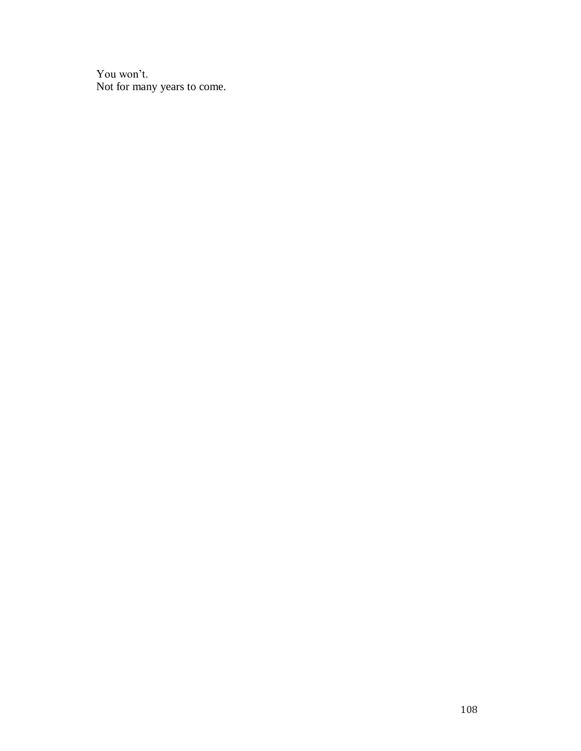You won't.
Not for many years to come.